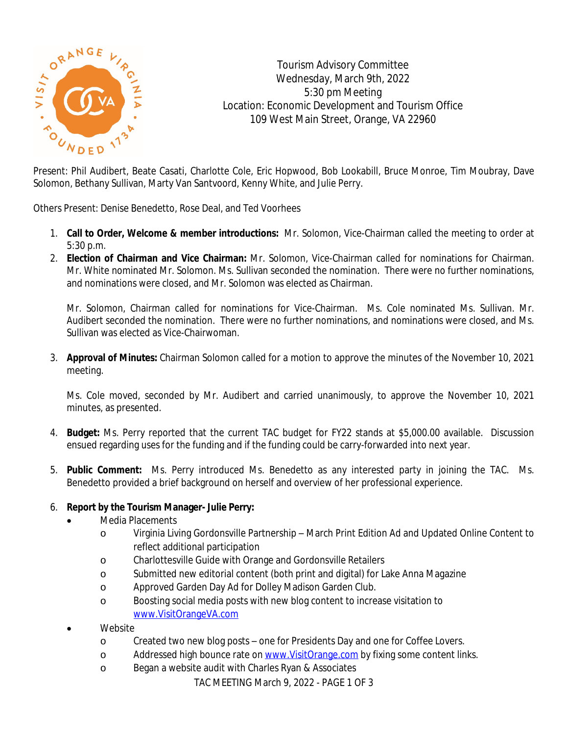Tourism Advisory Committee
Wednesday, March 9th, 2022
5:30 pm Meeting
Location: Economic Development and Tourism Office
109 West Main Street, Orange, VA 22960

Present: Phil Audibert, Beate Casati, Charlotte Cole, Eric Hopwood, Bob Lookabill, Bruce Monroe, Tim Moubray, Dave Solomon, Bethany Sullivan, Marty Van Santvoord, Kenny White, and Julie Perry.

Others Present: Denise Benedetto, Rose Deal, and Ted Voorhees

1. **Call to Order, Welcome & member introductions:** Mr. Solomon, Vice-Chairman called the meeting to order at 5:30 p.m.
2. **Election of Chairman and Vice Chairman:** Mr. Solomon, Vice-Chairman called for nominations for Chairman. Mr. White nominated Mr. Solomon. Ms. Sullivan seconded the nomination. There were no further nominations, and nominations were closed, and Mr. Solomon was elected as Chairman.

   Mr. Solomon, Chairman called for nominations for Vice-Chairman. Ms. Cole nominated Ms. Sullivan. Mr. Audibert seconded the nomination. There were no further nominations, and nominations were closed, and Ms. Sullivan was elected as Vice-Chairwoman.

3. **Approval of Minutes:** Chairman Solomon called for a motion to approve the minutes of the November 10, 2021 meeting.

   Ms. Cole moved, seconded by Mr. Audibert and carried unanimously, to approve the November 10, 2021 minutes, as presented.

4. **Budget:** Ms. Perry reported that the current TAC budget for FY22 stands at $5,000.00 available. Discussion ensued regarding uses for the funding and if the funding could be carry-forwarded into next year.

5. **Public Comment:** Ms. Perry introduced Ms. Benedetto as any interested party in joining the TAC. Ms. Benedetto provided a brief background on herself and overview of her professional experience.

6. **Report by the Tourism Manager- Julie Perry:**
   - Media Placements
     - Virginia Living Gordonsville Partnership – March Print Edition Ad and Updated Online Content to reflect additional participation
     - Charlottesville Guide with Orange and Gordonsville Retailers
     - Submitted new editorial content (both print and digital) for Lake Anna Magazine
     - Approved Garden Day Ad for Dolley Madison Garden Club.
     - Boosting social media posts with new blog content to increase visitation to www.VisitOrangeVA.com
   - Website
     - Created two new blog posts – one for Presidents Day and one for Coffee Lovers.
     - Addressed high bounce rate on www.VisitOrange.com by fixing some content links.
     - Began a website audit with Charles Ryan & Associates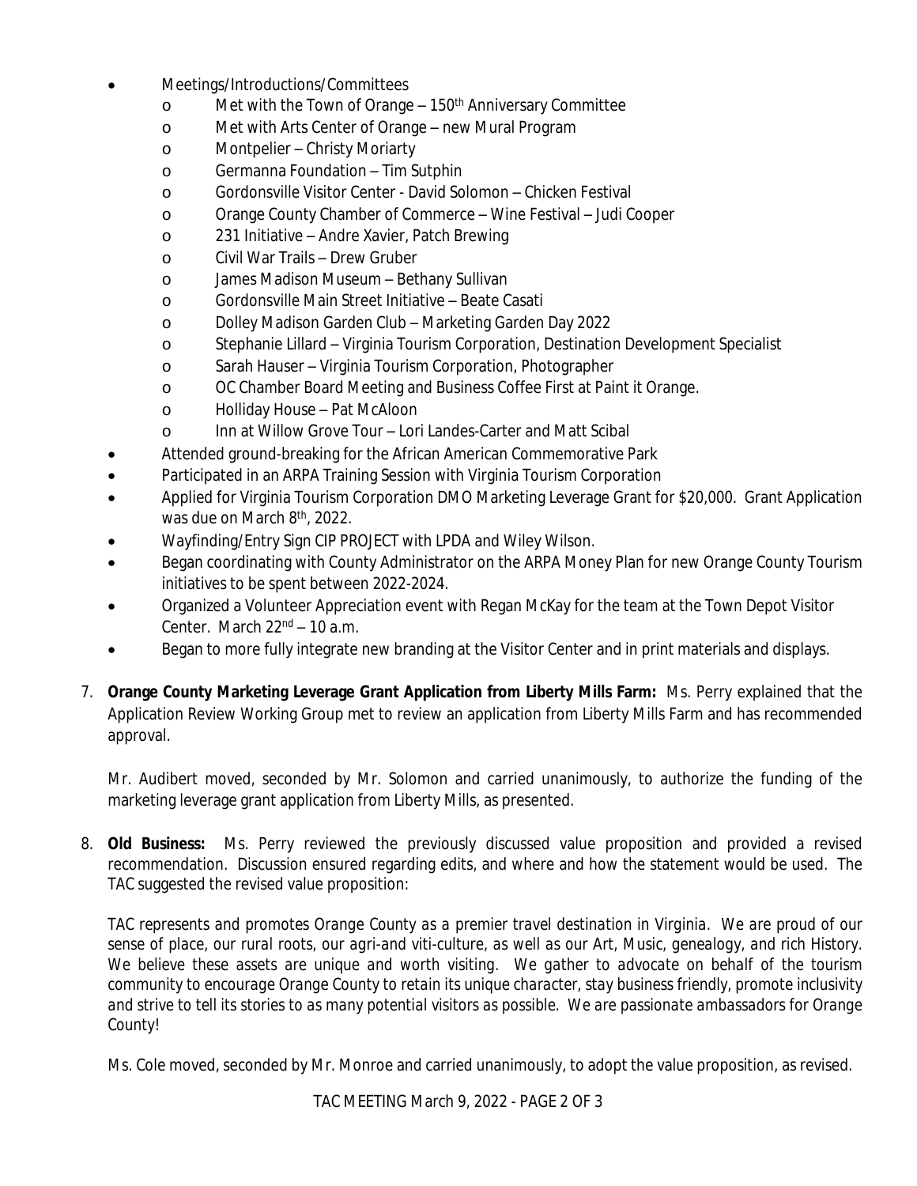- Meetings/Introductions/Committees
  - Met with the Town of Orange – 150th Anniversary Committee
  - Met with Arts Center of Orange – new Mural Program
  - Montpelier – Christy Moriarty
  - Germanna Foundation – Tim Sutphin
  - Gordonsville Visitor Center - David Solomon – Chicken Festival
  - Orange County Chamber of Commerce – Wine Festival – Judi Cooper
  - 231 Initiative – Andre Xavier, Patch Brewing
  - Civil War Trails – Drew Gruber
  - James Madison Museum – Bethany Sullivan
  - Gordonsville Main Street Initiative – Beate Casati
  - Dolley Madison Garden Club – Marketing Garden Day 2022
  - Stephanie Lillard – Virginia Tourism Corporation, Destination Development Specialist
  - Sarah Hauser – Virginia Tourism Corporation, Photographer
  - OC Chamber Board Meeting and Business Coffee First at Paint it Orange.
  - Holliday House – Pat McAloon
  - Inn at Willow Grove Tour – Lori Landes-Carter and Matt Scibal
- Attended ground-breaking for the African American Commemorative Park
- Participated in an ARPA Training Session with Virginia Tourism Corporation
- Applied for Virginia Tourism Corporation DMO Marketing Leverage Grant for $20,000. Grant Application was due on March 8th, 2022.
- Wayfinding/Entry Sign CIP PROJECT with LPDA and Wiley Wilson.
- Began coordinating with County Administrator on the ARPA Money Plan for new Orange County Tourism initiatives to be spent between 2022-2024.
- Organized a Volunteer Appreciation event with Regan McKay for the team at the Town Depot Visitor Center. March 22nd – 10 a.m.
- Began to more fully integrate new branding at the Visitor Center and in print materials and displays.

7. **Orange County Marketing Leverage Grant Application from Liberty Mills Farm:** Ms. Perry explained that the Application Review Working Group met to review an application from Liberty Mills Farm and has recommended approval.

   Mr. Audibert moved, seconded by Mr. Solomon and carried unanimously, to authorize the funding of the marketing leverage grant application from Liberty Mills, as presented.

8. **Old Business:** Ms. Perry reviewed the previously discussed value proposition and provided a revised recommendation. Discussion ensured regarding edits, and where and how the statement would be used. The TAC suggested the revised value proposition:

   *TAC represents and promotes Orange County as a premier travel destination in Virginia. We are proud of our sense of place, our rural roots, our agri-and viti-culture, as well as our Art, Music, genealogy, and rich History. We believe these assets are unique and worth visiting. We gather to advocate on behalf of the tourism community to encourage Orange County to retain its unique character, stay business friendly, promote inclusivity and strive to tell its stories to as many potential visitors as possible. We are passionate ambassadors for Orange County!*

   Ms. Cole moved, seconded by Mr. Monroe and carried unanimously, to adopt the value proposition, as revised.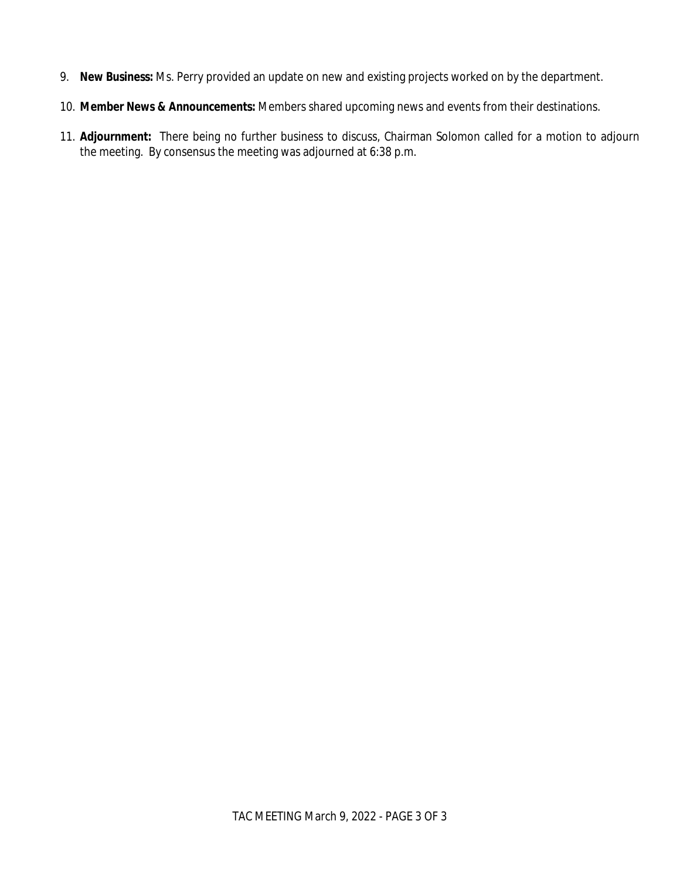9. **New Business:** Ms. Perry provided an update on new and existing projects worked on by the department.

10. **Member News & Announcements:** Members shared upcoming news and events from their destinations.

11. **Adjournment:** There being no further business to discuss, Chairman Solomon called for a motion to adjourn the meeting. By consensus the meeting was adjourned at 6:38 p.m.